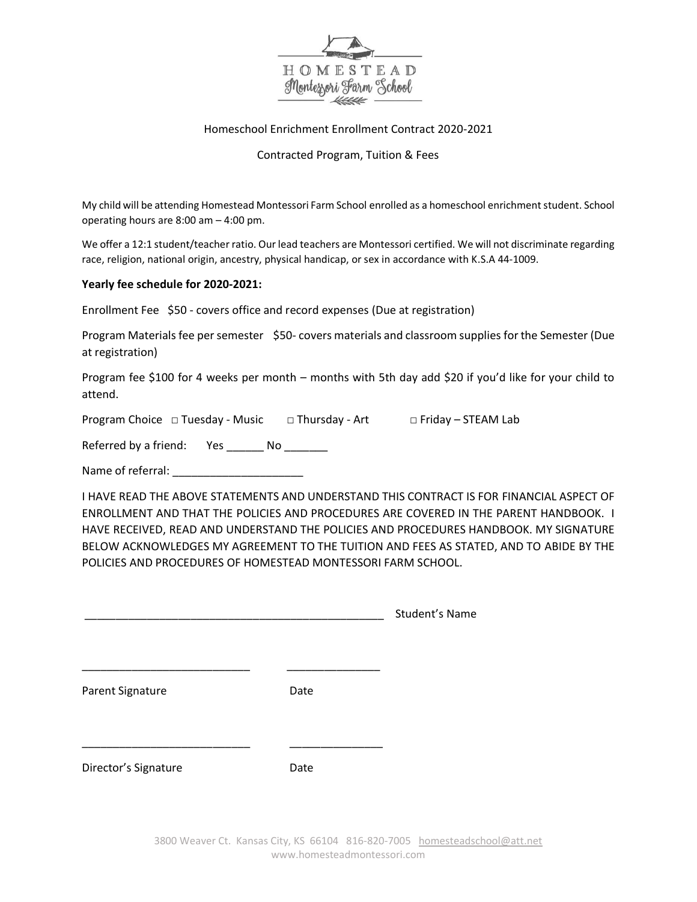HOMESTEAD
Montessori Farm School

Homeschool Enrichment Enrollment Contract 2020-2021

Contracted Program, Tuition & Fees

My child will be attending Homestead Montessori Farm School enrolled as a homeschool enrichment student. School operating hours are 8:00 am – 4:00 pm.

We offer a 12:1 student/teacher ratio. Our lead teachers are Montessori certified. We will not discriminate regarding race, religion, national origin, ancestry, physical handicap, or sex in accordance with K.S.A 44-1009.

**Yearly fee schedule for 2020-2021:**

Enrollment Fee   $50 - covers office and record expenses (Due at registration)

Program Materials fee per semester   $50- covers materials and classroom supplies for the Semester (Due at registration)

Program fee $100 for 4 weeks per month – months with 5th day add $20 if you'd like for your child to attend.

Program Choice   □ Tuesday - Music   □ Thursday - Art   □ Friday – STEAM Lab

Referred by a friend:   Yes ______ No _______

Name of referral: _____________________

I HAVE READ THE ABOVE STATEMENTS AND UNDERSTAND THIS CONTRACT IS FOR FINANCIAL ASPECT OF ENROLLMENT AND THAT THE POLICIES AND PROCEDURES ARE COVERED IN THE PARENT HANDBOOK. I HAVE RECEIVED, READ AND UNDERSTAND THE POLICIES AND PROCEDURES HANDBOOK. MY SIGNATURE BELOW ACKNOWLEDGES MY AGREEMENT TO THE TUITION AND FEES AS STATED, AND TO ABIDE BY THE POLICIES AND PROCEDURES OF HOMESTEAD MONTESSORI FARM SCHOOL.

_________________________________________________ Student's Name

___________________________   _______________

Parent Signature   Date

___________________________   _______________

Director's Signature   Date

3800 Weaver Ct. Kansas City, KS 66104 816-820-7005 homesteadschool@att.net
www.homesteadmontessori.com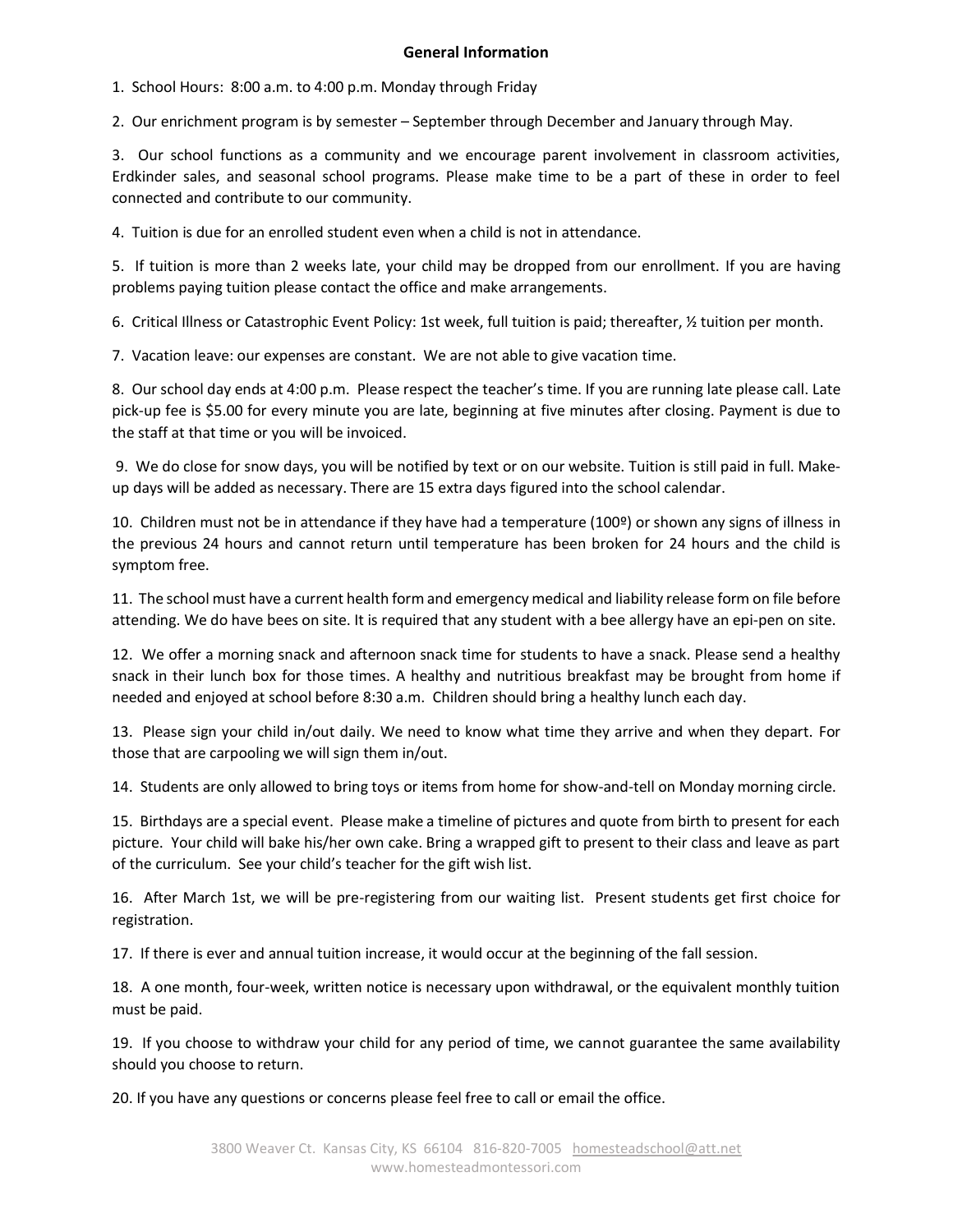**General Information**

1. School Hours: 8:00 a.m. to 4:00 p.m. Monday through Friday

2. Our enrichment program is by semester – September through December and January through May.

3. Our school functions as a community and we encourage parent involvement in classroom activities, Erdkinder sales, and seasonal school programs. Please make time to be a part of these in order to feel connected and contribute to our community.

4. Tuition is due for an enrolled student even when a child is not in attendance.

5. If tuition is more than 2 weeks late, your child may be dropped from our enrollment. If you are having problems paying tuition please contact the office and make arrangements.

6. Critical Illness or Catastrophic Event Policy: 1st week, full tuition is paid; thereafter, ½ tuition per month.

7. Vacation leave: our expenses are constant. We are not able to give vacation time.

8. Our school day ends at 4:00 p.m. Please respect the teacher's time. If you are running late please call. Late pick-up fee is $5.00 for every minute you are late, beginning at five minutes after closing. Payment is due to the staff at that time or you will be invoiced.

9. We do close for snow days, you will be notified by text or on our website. Tuition is still paid in full. Make-up days will be added as necessary. There are 15 extra days figured into the school calendar.

10. Children must not be in attendance if they have had a temperature (100º) or shown any signs of illness in the previous 24 hours and cannot return until temperature has been broken for 24 hours and the child is symptom free.

11. The school must have a current health form and emergency medical and liability release form on file before attending. We do have bees on site. It is required that any student with a bee allergy have an epi-pen on site.

12. We offer a morning snack and afternoon snack time for students to have a snack. Please send a healthy snack in their lunch box for those times. A healthy and nutritious breakfast may be brought from home if needed and enjoyed at school before 8:30 a.m. Children should bring a healthy lunch each day.

13. Please sign your child in/out daily. We need to know what time they arrive and when they depart. For those that are carpooling we will sign them in/out.

14. Students are only allowed to bring toys or items from home for show-and-tell on Monday morning circle.

15. Birthdays are a special event. Please make a timeline of pictures and quote from birth to present for each picture. Your child will bake his/her own cake. Bring a wrapped gift to present to their class and leave as part of the curriculum. See your child's teacher for the gift wish list.

16. After March 1st, we will be pre-registering from our waiting list. Present students get first choice for registration.

17. If there is ever and annual tuition increase, it would occur at the beginning of the fall session.

18. A one month, four-week, written notice is necessary upon withdrawal, or the equivalent monthly tuition must be paid.

19. If you choose to withdraw your child for any period of time, we cannot guarantee the same availability should you choose to return.

20. If you have any questions or concerns please feel free to call or email the office.

3800 Weaver Ct. Kansas City, KS 66104 816-820-7005 homesteadschool@att.net
www.homesteadmontessori.com